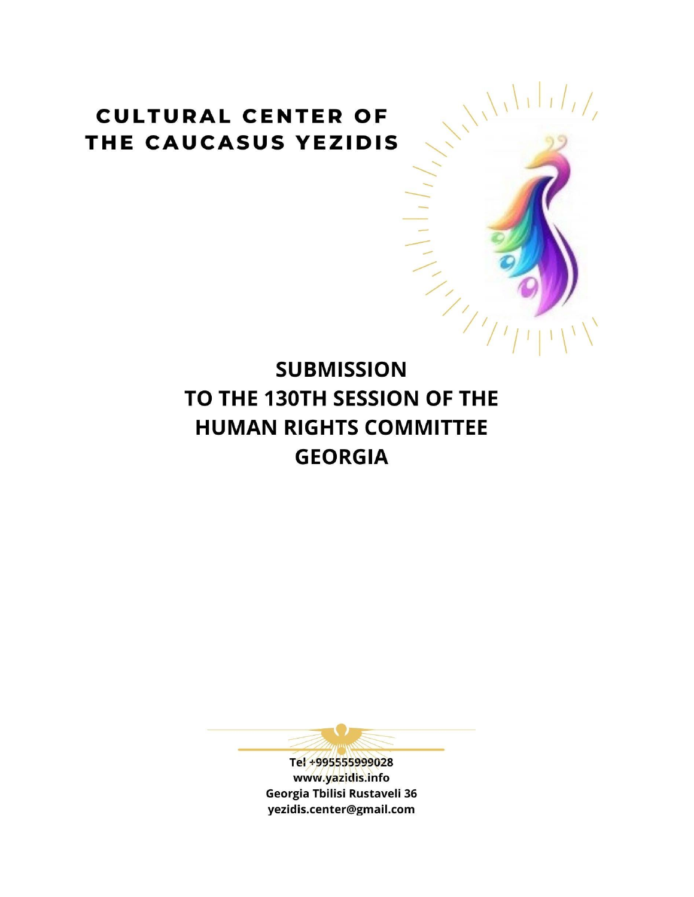**CULTURAL CENTER OF THE CAUCASUS YEZIDIS**

# SUBMISSION
# TO THE 130TH SESSION OF THE HUMAN RIGHTS COMMITTEE
# GEORGIA

Tel +995555999028
www.yazidis.info
Georgia Tbilisi Rustaveli 36
yezidis.center@gmail.com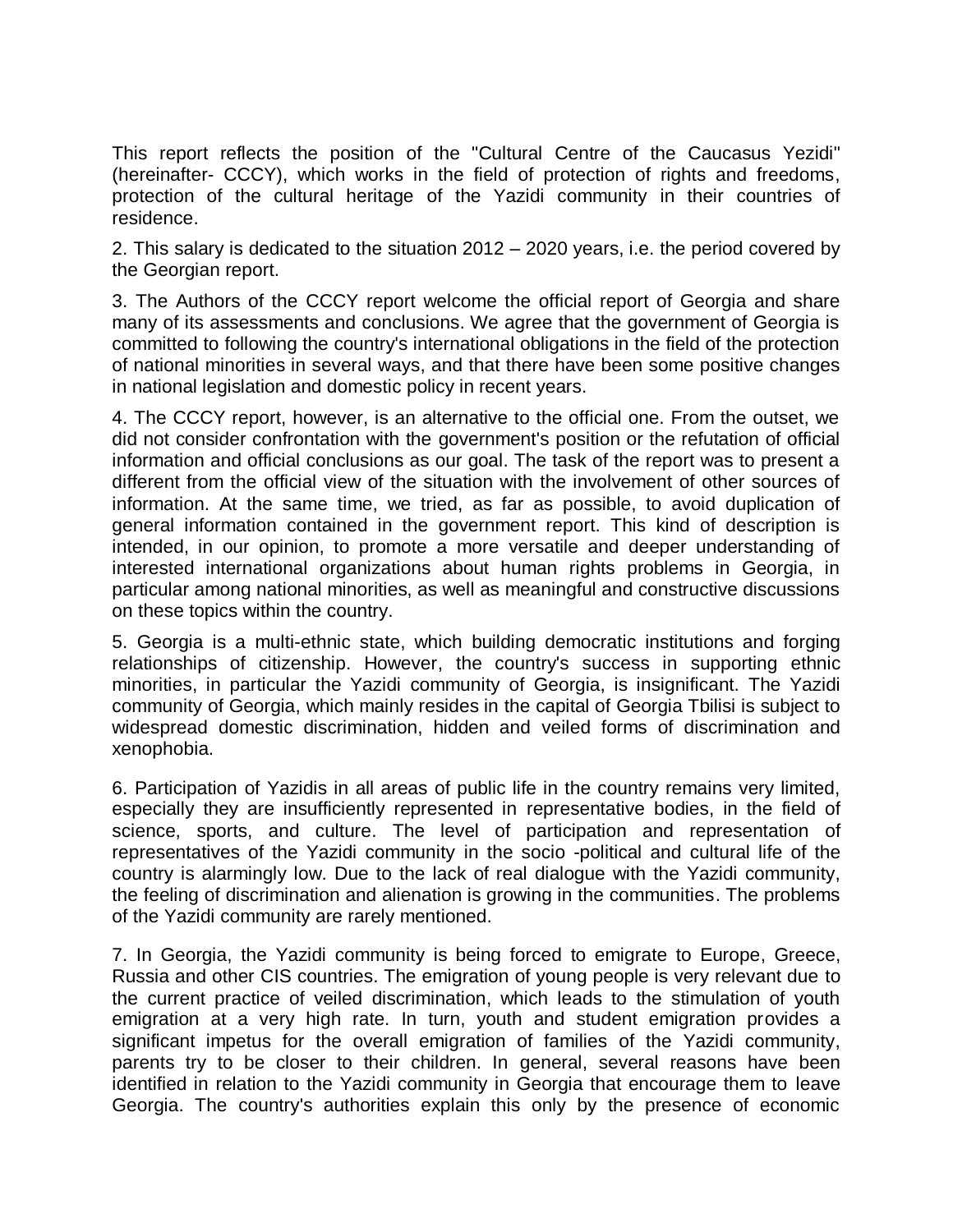This report reflects the position of the "Cultural Centre of the Caucasus Yezidi" (hereinafter- CCCY), which works in the field of protection of rights and freedoms, protection of the cultural heritage of the Yazidi community in their countries of residence.

2. This salary is dedicated to the situation 2012 – 2020 years, i.e. the period covered by the Georgian report.

3. The Authors of the CCCY report welcome the official report of Georgia and share many of its assessments and conclusions. We agree that the government of Georgia is committed to following the country's international obligations in the field of the protection of national minorities in several ways, and that there have been some positive changes in national legislation and domestic policy in recent years.

4. The CCCY report, however, is an alternative to the official one. From the outset, we did not consider confrontation with the government's position or the refutation of official information and official conclusions as our goal. The task of the report was to present a different from the official view of the situation with the involvement of other sources of information. At the same time, we tried, as far as possible, to avoid duplication of general information contained in the government report. This kind of description is intended, in our opinion, to promote a more versatile and deeper understanding of interested international organizations about human rights problems in Georgia, in particular among national minorities, as well as meaningful and constructive discussions on these topics within the country.

5. Georgia is a multi-ethnic state, which building democratic institutions and forging relationships of citizenship. However, the country's success in supporting ethnic minorities, in particular the Yazidi community of Georgia, is insignificant. The Yazidi community of Georgia, which mainly resides in the capital of Georgia Tbilisi is subject to widespread domestic discrimination, hidden and veiled forms of discrimination and xenophobia.

6. Participation of Yazidis in all areas of public life in the country remains very limited, especially they are insufficiently represented in representative bodies, in the field of science, sports, and culture. The level of participation and representation of representatives of the Yazidi community in the socio -political and cultural life of the country is alarmingly low. Due to the lack of real dialogue with the Yazidi community, the feeling of discrimination and alienation is growing in the communities. The problems of the Yazidi community are rarely mentioned.

7. In Georgia, the Yazidi community is being forced to emigrate to Europe, Greece, Russia and other CIS countries. The emigration of young people is very relevant due to the current practice of veiled discrimination, which leads to the stimulation of youth emigration at a very high rate. In turn, youth and student emigration provides a significant impetus for the overall emigration of families of the Yazidi community, parents try to be closer to their children. In general, several reasons have been identified in relation to the Yazidi community in Georgia that encourage them to leave Georgia. The country's authorities explain this only by the presence of economic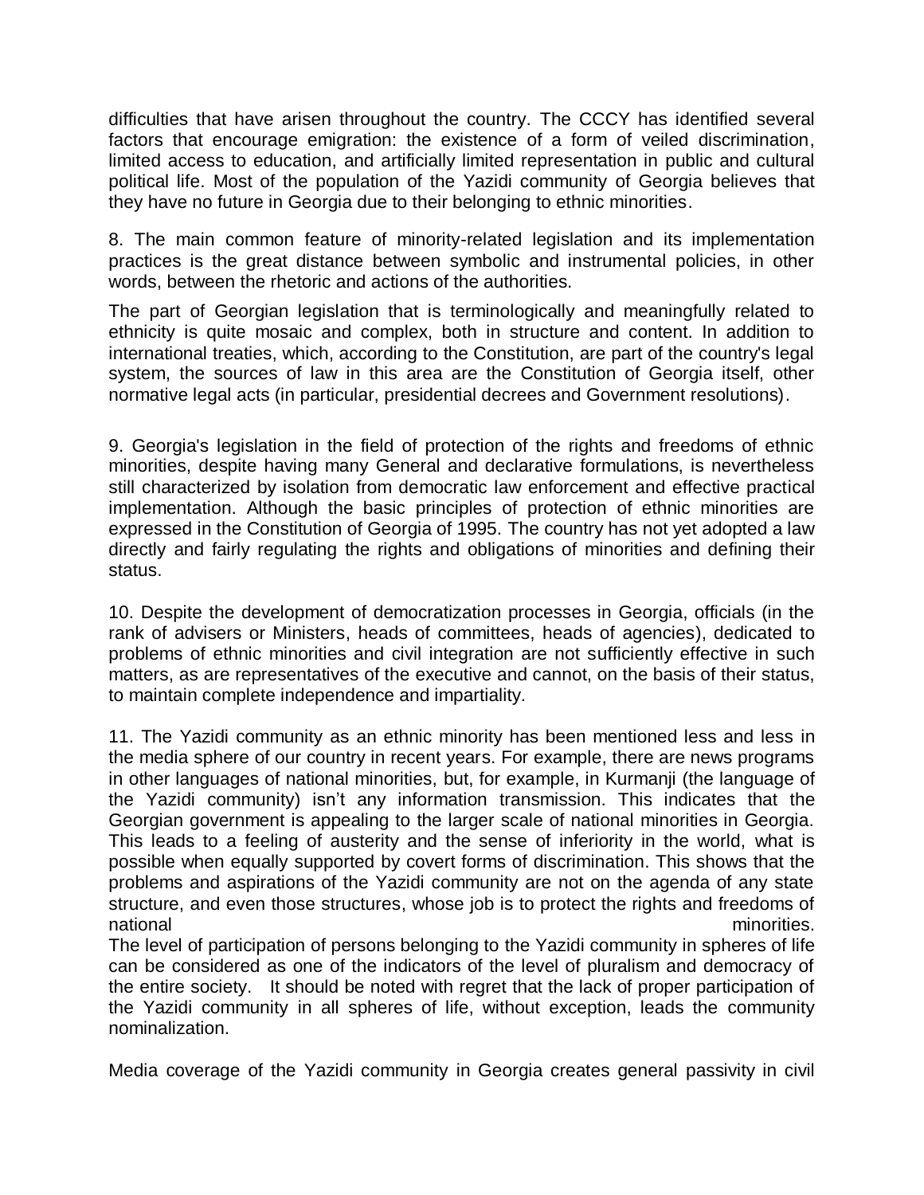difficulties that have arisen throughout the country. The CCCY has identified several factors that encourage emigration: the existence of a form of veiled discrimination, limited access to education, and artificially limited representation in public and cultural political life. Most of the population of the Yazidi community of Georgia believes that they have no future in Georgia due to their belonging to ethnic minorities.

8. The main common feature of minority-related legislation and its implementation practices is the great distance between symbolic and instrumental policies, in other words, between the rhetoric and actions of the authorities.

The part of Georgian legislation that is terminologically and meaningfully related to ethnicity is quite mosaic and complex, both in structure and content. In addition to international treaties, which, according to the Constitution, are part of the country's legal system, the sources of law in this area are the Constitution of Georgia itself, other normative legal acts (in particular, presidential decrees and Government resolutions).

9. Georgia's legislation in the field of protection of the rights and freedoms of ethnic minorities, despite having many General and declarative formulations, is nevertheless still characterized by isolation from democratic law enforcement and effective practical implementation. Although the basic principles of protection of ethnic minorities are expressed in the Constitution of Georgia of 1995. The country has not yet adopted a law directly and fairly regulating the rights and obligations of minorities and defining their status.

10. Despite the development of democratization processes in Georgia, officials (in the rank of advisers or Ministers, heads of committees, heads of agencies), dedicated to problems of ethnic minorities and civil integration are not sufficiently effective in such matters, as are representatives of the executive and cannot, on the basis of their status, to maintain complete independence and impartiality.

11. The Yazidi community as an ethnic minority has been mentioned less and less in the media sphere of our country in recent years. For example, there are news programs in other languages of national minorities, but, for example, in Kurmanji (the language of the Yazidi community) isn't any information transmission. This indicates that the Georgian government is appealing to the larger scale of national minorities in Georgia. This leads to a feeling of austerity and the sense of inferiority in the world, what is possible when equally supported by covert forms of discrimination. This shows that the problems and aspirations of the Yazidi community are not on the agenda of any state structure, and even those structures, whose job is to protect the rights and freedoms of national minorities.

The level of participation of persons belonging to the Yazidi community in spheres of life can be considered as one of the indicators of the level of pluralism and democracy of the entire society. It should be noted with regret that the lack of proper participation of the Yazidi community in all spheres of life, without exception, leads the community nominalization.

Media coverage of the Yazidi community in Georgia creates general passivity in civil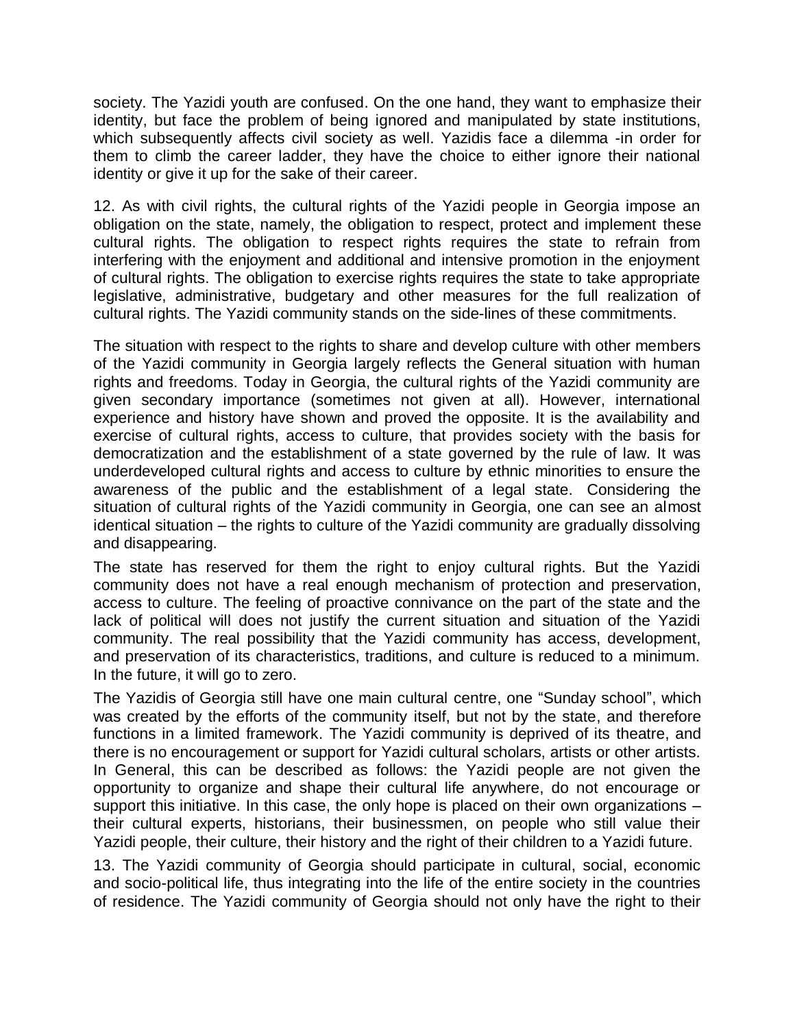society. The Yazidi youth are confused. On the one hand, they want to emphasize their identity, but face the problem of being ignored and manipulated by state institutions, which subsequently affects civil society as well. Yazidis face a dilemma -in order for them to climb the career ladder, they have the choice to either ignore their national identity or give it up for the sake of their career.

12. As with civil rights, the cultural rights of the Yazidi people in Georgia impose an obligation on the state, namely, the obligation to respect, protect and implement these cultural rights. The obligation to respect rights requires the state to refrain from interfering with the enjoyment and additional and intensive promotion in the enjoyment of cultural rights. The obligation to exercise rights requires the state to take appropriate legislative, administrative, budgetary and other measures for the full realization of cultural rights. The Yazidi community stands on the side-lines of these commitments.

The situation with respect to the rights to share and develop culture with other members of the Yazidi community in Georgia largely reflects the General situation with human rights and freedoms. Today in Georgia, the cultural rights of the Yazidi community are given secondary importance (sometimes not given at all). However, international experience and history have shown and proved the opposite. It is the availability and exercise of cultural rights, access to culture, that provides society with the basis for democratization and the establishment of a state governed by the rule of law. It was underdeveloped cultural rights and access to culture by ethnic minorities to ensure the awareness of the public and the establishment of a legal state. Considering the situation of cultural rights of the Yazidi community in Georgia, one can see an almost identical situation – the rights to culture of the Yazidi community are gradually dissolving and disappearing.

The state has reserved for them the right to enjoy cultural rights. But the Yazidi community does not have a real enough mechanism of protection and preservation, access to culture. The feeling of proactive connivance on the part of the state and the lack of political will does not justify the current situation and situation of the Yazidi community. The real possibility that the Yazidi community has access, development, and preservation of its characteristics, traditions, and culture is reduced to a minimum. In the future, it will go to zero.

The Yazidis of Georgia still have one main cultural centre, one "Sunday school", which was created by the efforts of the community itself, but not by the state, and therefore functions in a limited framework. The Yazidi community is deprived of its theatre, and there is no encouragement or support for Yazidi cultural scholars, artists or other artists. In General, this can be described as follows: the Yazidi people are not given the opportunity to organize and shape their cultural life anywhere, do not encourage or support this initiative. In this case, the only hope is placed on their own organizations – their cultural experts, historians, their businessmen, on people who still value their Yazidi people, their culture, their history and the right of their children to a Yazidi future.

13. The Yazidi community of Georgia should participate in cultural, social, economic and socio-political life, thus integrating into the life of the entire society in the countries of residence. The Yazidi community of Georgia should not only have the right to their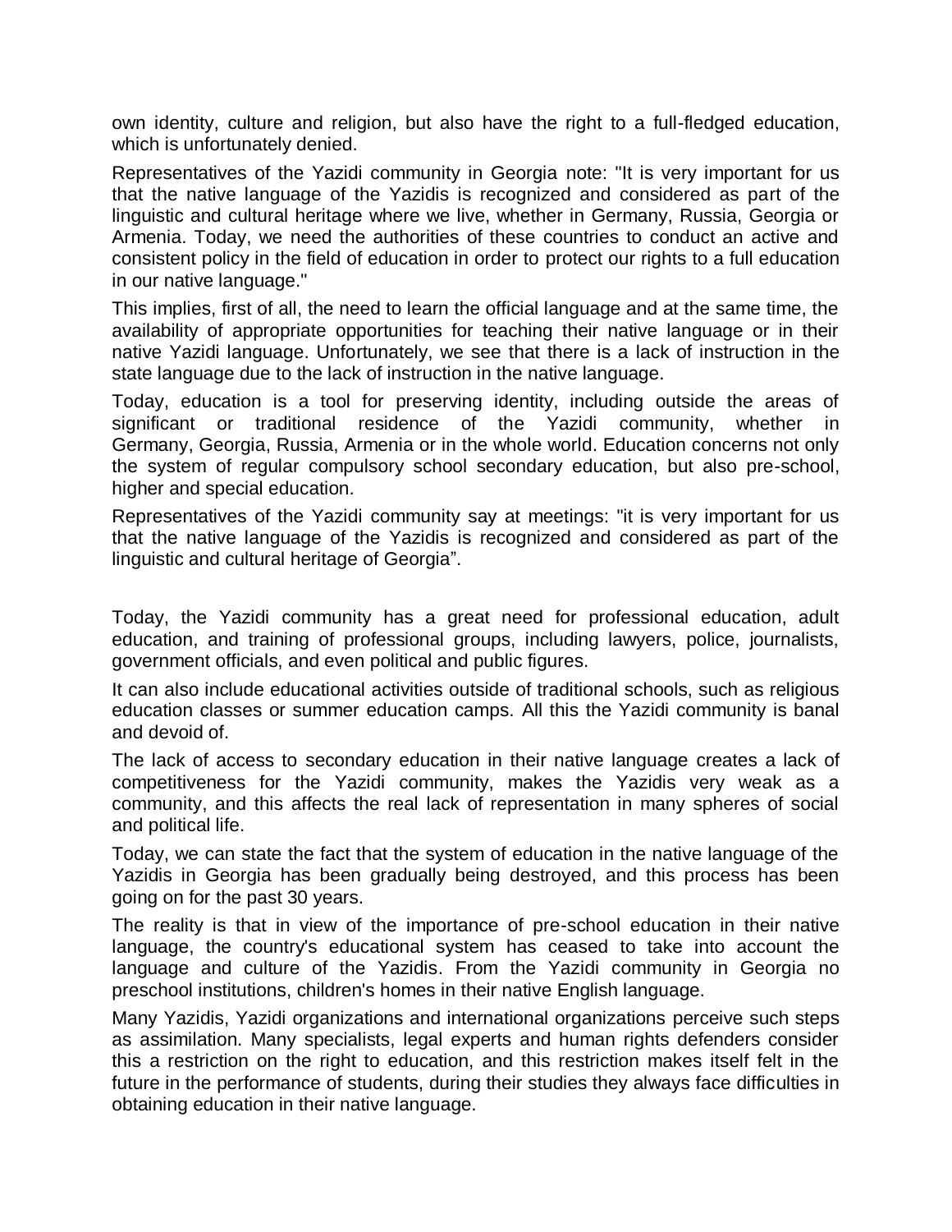own identity, culture and religion, but also have the right to a full-fledged education, which is unfortunately denied.

Representatives of the Yazidi community in Georgia note: "It is very important for us that the native language of the Yazidis is recognized and considered as part of the linguistic and cultural heritage where we live, whether in Germany, Russia, Georgia or Armenia. Today, we need the authorities of these countries to conduct an active and consistent policy in the field of education in order to protect our rights to a full education in our native language."

This implies, first of all, the need to learn the official language and at the same time, the availability of appropriate opportunities for teaching their native language or in their native Yazidi language. Unfortunately, we see that there is a lack of instruction in the state language due to the lack of instruction in the native language.

Today, education is a tool for preserving identity, including outside the areas of significant or traditional residence of the Yazidi community, whether in Germany, Georgia, Russia, Armenia or in the whole world. Education concerns not only the system of regular compulsory school secondary education, but also pre-school, higher and special education.

Representatives of the Yazidi community say at meetings: "it is very important for us that the native language of the Yazidis is recognized and considered as part of the linguistic and cultural heritage of Georgia".

Today, the Yazidi community has a great need for professional education, adult education, and training of professional groups, including lawyers, police, journalists, government officials, and even political and public figures.

It can also include educational activities outside of traditional schools, such as religious education classes or summer education camps. All this the Yazidi community is banal and devoid of.

The lack of access to secondary education in their native language creates a lack of competitiveness for the Yazidi community, makes the Yazidis very weak as a community, and this affects the real lack of representation in many spheres of social and political life.

Today, we can state the fact that the system of education in the native language of the Yazidis in Georgia has been gradually being destroyed, and this process has been going on for the past 30 years.

The reality is that in view of the importance of pre-school education in their native language, the country's educational system has ceased to take into account the language and culture of the Yazidis. From the Yazidi community in Georgia no preschool institutions, children's homes in their native English language.

Many Yazidis, Yazidi organizations and international organizations perceive such steps as assimilation. Many specialists, legal experts and human rights defenders consider this a restriction on the right to education, and this restriction makes itself felt in the future in the performance of students, during their studies they always face difficulties in obtaining education in their native language.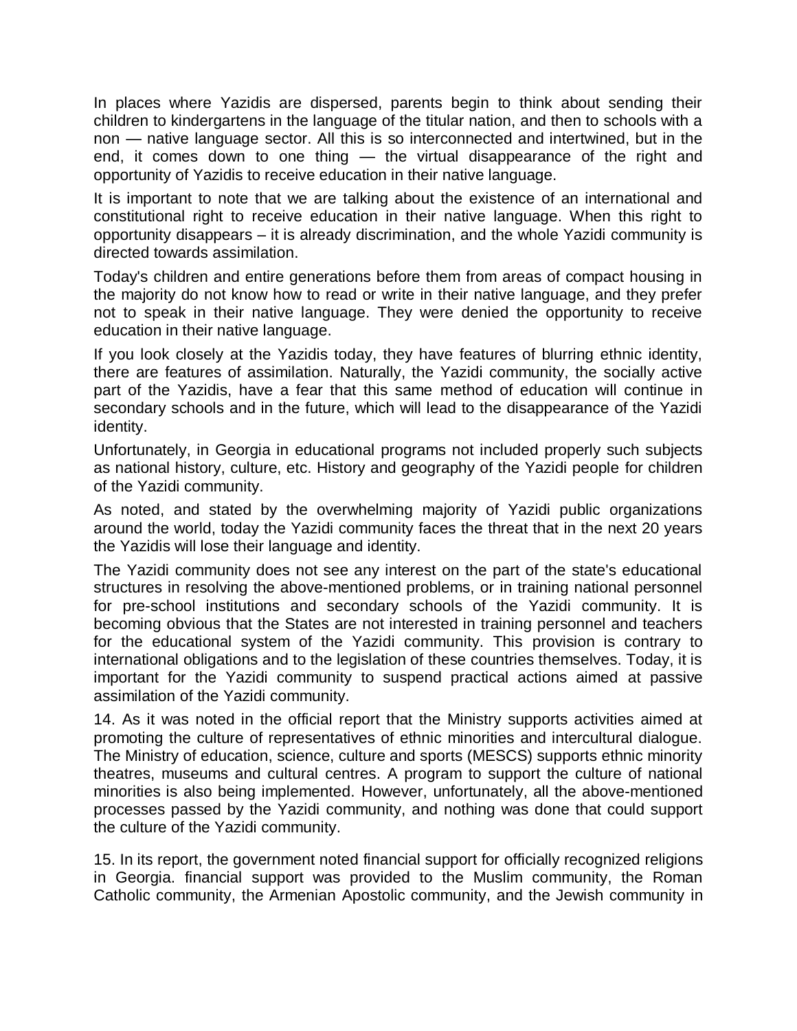In places where Yazidis are dispersed, parents begin to think about sending their children to kindergartens in the language of the titular nation, and then to schools with a non — native language sector. All this is so interconnected and intertwined, but in the end, it comes down to one thing — the virtual disappearance of the right and opportunity of Yazidis to receive education in their native language.

It is important to note that we are talking about the existence of an international and constitutional right to receive education in their native language. When this right to opportunity disappears – it is already discrimination, and the whole Yazidi community is directed towards assimilation.

Today's children and entire generations before them from areas of compact housing in the majority do not know how to read or write in their native language, and they prefer not to speak in their native language. They were denied the opportunity to receive education in their native language.

If you look closely at the Yazidis today, they have features of blurring ethnic identity, there are features of assimilation. Naturally, the Yazidi community, the socially active part of the Yazidis, have a fear that this same method of education will continue in secondary schools and in the future, which will lead to the disappearance of the Yazidi identity.

Unfortunately, in Georgia in educational programs not included properly such subjects as national history, culture, etc. History and geography of the Yazidi people for children of the Yazidi community.

As noted, and stated by the overwhelming majority of Yazidi public organizations around the world, today the Yazidi community faces the threat that in the next 20 years the Yazidis will lose their language and identity.

The Yazidi community does not see any interest on the part of the state's educational structures in resolving the above-mentioned problems, or in training national personnel for pre-school institutions and secondary schools of the Yazidi community. It is becoming obvious that the States are not interested in training personnel and teachers for the educational system of the Yazidi community. This provision is contrary to international obligations and to the legislation of these countries themselves. Today, it is important for the Yazidi community to suspend practical actions aimed at passive assimilation of the Yazidi community.

14. As it was noted in the official report that the Ministry supports activities aimed at promoting the culture of representatives of ethnic minorities and intercultural dialogue. The Ministry of education, science, culture and sports (MESCS) supports ethnic minority theatres, museums and cultural centres. A program to support the culture of national minorities is also being implemented. However, unfortunately, all the above-mentioned processes passed by the Yazidi community, and nothing was done that could support the culture of the Yazidi community.

15. In its report, the government noted financial support for officially recognized religions in Georgia. financial support was provided to the Muslim community, the Roman Catholic community, the Armenian Apostolic community, and the Jewish community in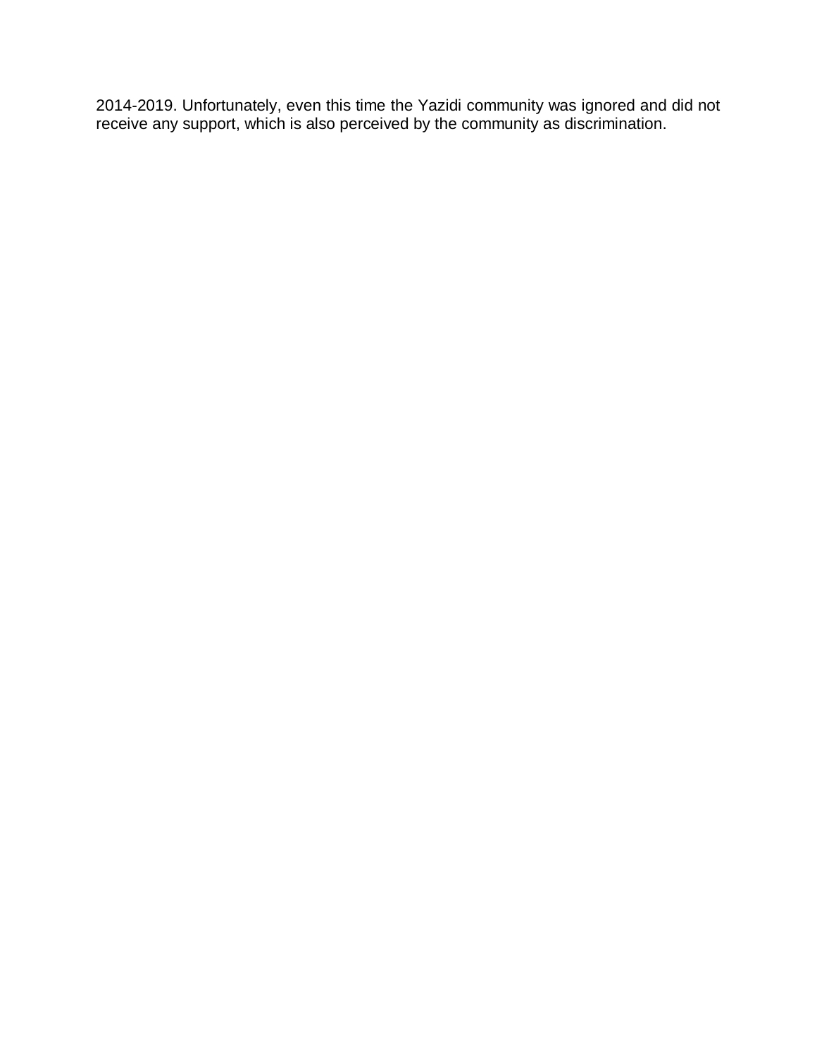2014-2019. Unfortunately, even this time the Yazidi community was ignored and did not receive any support, which is also perceived by the community as discrimination.